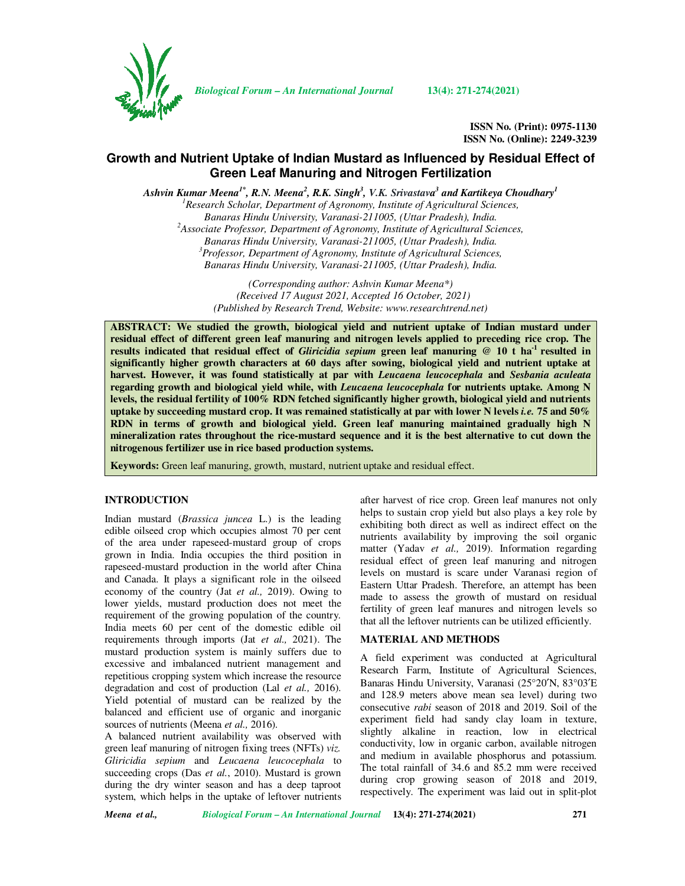ISSN No. (Print): 0975-1130
ISSN No. (Online): 2249-3239

# Growth and Nutrient Uptake of Indian Mustard as Influenced by Residual Effect of Green Leaf Manuring and Nitrogen Fertilization

*Ashvin Kumar Meena[1\*], R.N. Meena[2], R.K. Singh[3], V.K. Srivastava[3] and Kartikeya Choudhary[1]*

[1]Research Scholar, Department of Agronomy, Institute of Agricultural Sciences, Banaras Hindu University, Varanasi-211005, (Uttar Pradesh), India.
[2]Associate Professor, Department of Agronomy, Institute of Agricultural Sciences, Banaras Hindu University, Varanasi-211005, (Uttar Pradesh), India.
[3]Professor, Department of Agronomy, Institute of Agricultural Sciences, Banaras Hindu University, Varanasi-211005, (Uttar Pradesh), India.

*(Corresponding author: Ashvin Kumar Meena\*)*
*(Received 17 August 2021, Accepted 16 October, 2021)*
*(Published by Research Trend, Website: www.researchtrend.net)*

**ABSTRACT: We studied the growth, biological yield and nutrient uptake of Indian mustard under residual effect of different green leaf manuring and nitrogen levels applied to preceding rice crop. The results indicated that residual effect of *Gliricidia sepium* green leaf manuring @ 10 t ha$^{-1}$ resulted in significantly higher growth characters at 60 days after sowing, biological yield and nutrient uptake at harvest. However, it was found statistically at par with *Leucaena leucocephala* and *Sesbania aculeata* regarding growth and biological yield while, with *Leucaena leucocephala* for nutrients uptake. Among N levels, the residual fertility of 100% RDN fetched significantly higher growth, biological yield and nutrients uptake by succeeding mustard crop. It was remained statistically at par with lower N levels *i.e.* 75 and 50% RDN in terms of growth and biological yield. Green leaf manuring maintained gradually high N mineralization rates throughout the rice-mustard sequence and it is the best alternative to cut down the nitrogenous fertilizer use in rice based production systems.**

**Keywords:** Green leaf manuring, growth, mustard, nutrient uptake and residual effect.

## INTRODUCTION

Indian mustard (*Brassica juncea* L.) is the leading edible oilseed crop which occupies almost 70 per cent of the area under rapeseed-mustard group of crops grown in India. India occupies the third position in rapeseed-mustard production in the world after China and Canada. It plays a significant role in the oilseed economy of the country (Jat *et al.,* 2019). Owing to lower yields, mustard production does not meet the requirement of the growing population of the country. India meets 60 per cent of the domestic edible oil requirements through imports (Jat *et al.,* 2021). The mustard production system is mainly suffers due to excessive and imbalanced nutrient management and repetitious cropping system which increase the resource degradation and cost of production (Lal *et al.,* 2016). Yield potential of mustard can be realized by the balanced and efficient use of organic and inorganic sources of nutrients (Meena *et al.,* 2016).

A balanced nutrient availability was observed with green leaf manuring of nitrogen fixing trees (NFTs) *viz. Gliricidia sepium* and *Leucaena leucocephala* to succeeding crops (Das *et al.*, 2010). Mustard is grown during the dry winter season and has a deep taproot system, which helps in the uptake of leftover nutrients after harvest of rice crop. Green leaf manures not only helps to sustain crop yield but also plays a key role by exhibiting both direct as well as indirect effect on the nutrients availability by improving the soil organic matter (Yadav *et al.,* 2019). Information regarding residual effect of green leaf manuring and nitrogen levels on mustard is scare under Varanasi region of Eastern Uttar Pradesh. Therefore, an attempt has been made to assess the growth of mustard on residual fertility of green leaf manures and nitrogen levels so that all the leftover nutrients can be utilized efficiently.

## MATERIAL AND METHODS

A field experiment was conducted at Agricultural Research Farm, Institute of Agricultural Sciences, Banaras Hindu University, Varanasi (25°20′N, 83°03′E and 128.9 meters above mean sea level) during two consecutive *rabi* season of 2018 and 2019. Soil of the experiment field had sandy clay loam in texture, slightly alkaline in reaction, low in electrical conductivity, low in organic carbon, available nitrogen and medium in available phosphorus and potassium. The total rainfall of 34.6 and 85.2 mm were received during crop growing season of 2018 and 2019, respectively. The experiment was laid out in split-plot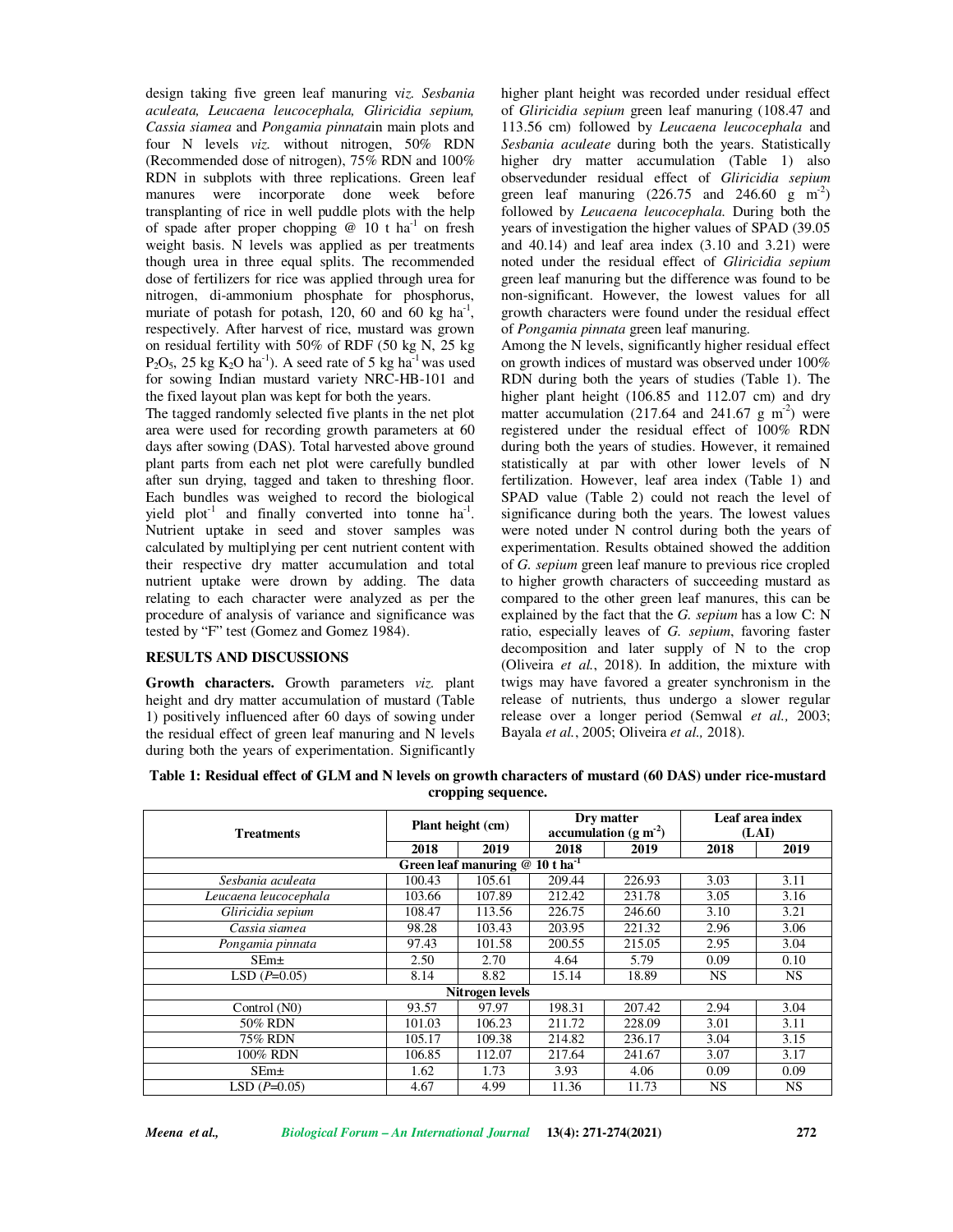design taking five green leaf manuring v*iz. Sesbania aculeata, Leucaena leucocephala, Gliricidia sepium, Cassia siamea* and *Pongamia pinnata*in main plots and four N levels *viz.* without nitrogen, 50% RDN (Recommended dose of nitrogen), 75% RDN and 100% RDN in subplots with three replications. Green leaf manures were incorporate done week before transplanting of rice in well puddle plots with the help of spade after proper chopping @ 10 t ha$^{-1}$ on fresh weight basis. N levels was applied as per treatments though urea in three equal splits. The recommended dose of fertilizers for rice was applied through urea for nitrogen, di-ammonium phosphate for phosphorus, muriate of potash for potash, 120, 60 and 60 kg ha$^{-1}$, respectively. After harvest of rice, mustard was grown on residual fertility with 50% of RDF (50 kg N, 25 kg $P_2O_5$, 25 kg $K_2O$ ha$^{-1}$). A seed rate of 5 kg ha$^{-1}$ was used for sowing Indian mustard variety NRC-HB-101 and the fixed layout plan was kept for both the years.

The tagged randomly selected five plants in the net plot area were used for recording growth parameters at 60 days after sowing (DAS). Total harvested above ground plant parts from each net plot were carefully bundled after sun drying, tagged and taken to threshing floor. Each bundles was weighed to record the biological yield plot$^{-1}$ and finally converted into tonne ha$^{-1}$. Nutrient uptake in seed and stover samples was calculated by multiplying per cent nutrient content with their respective dry matter accumulation and total nutrient uptake were drown by adding. The data relating to each character were analyzed as per the procedure of analysis of variance and significance was tested by "F" test (Gomez and Gomez 1984).

## RESULTS AND DISCUSSIONS

**Growth characters.** Growth parameters *viz.* plant height and dry matter accumulation of mustard (Table 1) positively influenced after 60 days of sowing under the residual effect of green leaf manuring and N levels during both the years of experimentation. Significantly higher plant height was recorded under residual effect of *Gliricidia sepium* green leaf manuring (108.47 and 113.56 cm) followed by *Leucaena leucocephala* and *Sesbania aculeate* during both the years. Statistically higher dry matter accumulation (Table 1) also observedunder residual effect of *Gliricidia sepium* green leaf manuring (226.75 and 246.60 g m$^{-2}$) followed by *Leucaena leucocephala.* During both the years of investigation the higher values of SPAD (39.05 and 40.14) and leaf area index (3.10 and 3.21) were noted under the residual effect of *Gliricidia sepium* green leaf manuring but the difference was found to be non-significant. However, the lowest values for all growth characters were found under the residual effect of *Pongamia pinnata* green leaf manuring.

Among the N levels, significantly higher residual effect on growth indices of mustard was observed under 100% RDN during both the years of studies (Table 1). The higher plant height (106.85 and 112.07 cm) and dry matter accumulation (217.64 and 241.67 g m$^{-2}$) were registered under the residual effect of 100% RDN during both the years of studies. However, it remained statistically at par with other lower levels of N fertilization. However, leaf area index (Table 1) and SPAD value (Table 2) could not reach the level of significance during both the years. The lowest values were noted under N control during both the years of experimentation. Results obtained showed the addition of *G. sepium* green leaf manure to previous rice cropled to higher growth characters of succeeding mustard as compared to the other green leaf manures, this can be explained by the fact that the *G. sepium* has a low C: N ratio, especially leaves of *G. sepium*, favoring faster decomposition and later supply of N to the crop (Oliveira *et al.*, 2018). In addition, the mixture with twigs may have favored a greater synchronism in the release of nutrients, thus undergo a slower regular release over a longer period (Semwal *et al.,* 2003; Bayala *et al.*, 2005; Oliveira *et al.,* 2018).

**Table 1: Residual effect of GLM and N levels on growth characters of mustard (60 DAS) under rice-mustard cropping sequence.**

| Treatments | Plant height (cm) | | Dry matter accumulation (g m$^{-2}$) | | Leaf area index (LAI) | |
|---|---|---|---|---|---|---|
| | 2018 | 2019 | 2018 | 2019 | 2018 | 2019 |
| **Green leaf manuring @ 10 t ha$^{-1}$** | | | | | | |
| *Sesbania aculeata* | 100.43 | 105.61 | 209.44 | 226.93 | 3.03 | 3.11 |
| *Leucaena leucocephala* | 103.66 | 107.89 | 212.42 | 231.78 | 3.05 | 3.16 |
| *Gliricidia sepium* | 108.47 | 113.56 | 226.75 | 246.60 | 3.10 | 3.21 |
| *Cassia siamea* | 98.28 | 103.43 | 203.95 | 221.32 | 2.96 | 3.06 |
| *Pongamia pinnata* | 97.43 | 101.58 | 200.55 | 215.05 | 2.95 | 3.04 |
| SEm± | 2.50 | 2.70 | 4.64 | 5.79 | 0.09 | 0.10 |
| LSD ($P$=0.05) | 8.14 | 8.82 | 15.14 | 18.89 | NS | NS |
| **Nitrogen levels** | | | | | | |
| Control (N0) | 93.57 | 97.97 | 198.31 | 207.42 | 2.94 | 3.04 |
| 50% RDN | 101.03 | 106.23 | 211.72 | 228.09 | 3.01 | 3.11 |
| 75% RDN | 105.17 | 109.38 | 214.82 | 236.17 | 3.04 | 3.15 |
| 100% RDN | 106.85 | 112.07 | 217.64 | 241.67 | 3.07 | 3.17 |
| SEm± | 1.62 | 1.73 | 3.93 | 4.06 | 0.09 | 0.09 |
| LSD ($P$=0.05) | 4.67 | 4.99 | 11.36 | 11.73 | NS | NS |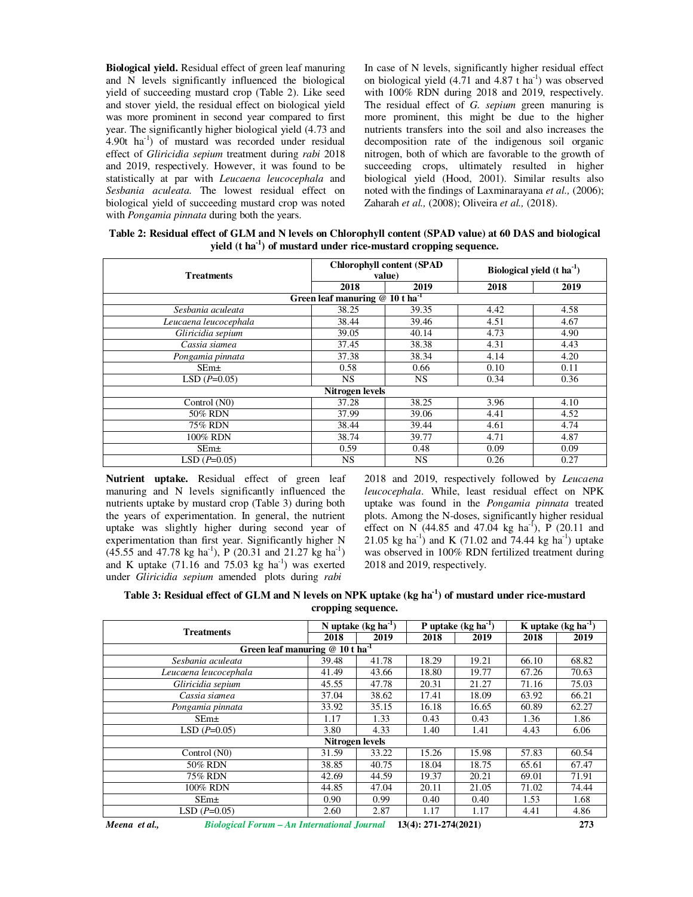**Biological yield.** Residual effect of green leaf manuring and N levels significantly influenced the biological yield of succeeding mustard crop (Table 2). Like seed and stover yield, the residual effect on biological yield was more prominent in second year compared to first year. The significantly higher biological yield (4.73 and 4.90t ha$^{-1}$) of mustard was recorded under residual effect of *Gliricidia sepium* treatment during *rabi* 2018 and 2019, respectively. However, it was found to be statistically at par with *Leucaena leucocephala* and *Sesbania aculeata.* The lowest residual effect on biological yield of succeeding mustard crop was noted with *Pongamia pinnata* during both the years.

In case of N levels, significantly higher residual effect on biological yield (4.71 and 4.87 t ha$^{-1}$) was observed with 100% RDN during 2018 and 2019, respectively. The residual effect of *G. sepium* green manuring is more prominent, this might be due to the higher nutrients transfers into the soil and also increases the decomposition rate of the indigenous soil organic nitrogen, both of which are favorable to the growth of succeeding crops, ultimately resulted in higher biological yield (Hood, 2001). Similar results also noted with the findings of Laxminarayana *et al.,* (2006); Zaharah *et al.,* (2008); Oliveira *et al.,* (2018).

**Table 2: Residual effect of GLM and N levels on Chlorophyll content (SPAD value) at 60 DAS and biological yield (t ha$^{-1}$) of mustard under rice-mustard cropping sequence.**

| Treatments | Chlorophyll content (SPAD value) | | Biological yield (t ha$^{-1}$) | |
|---|---|---|---|---|
| | 2018 | 2019 | 2018 | 2019 |
| **Green leaf manuring @ 10 t ha$^{-1}$** | | | | |
| *Sesbania aculeata* | 38.25 | 39.35 | 4.42 | 4.58 |
| *Leucaena leucocephala* | 38.44 | 39.46 | 4.51 | 4.67 |
| *Gliricidia sepium* | 39.05 | 40.14 | 4.73 | 4.90 |
| *Cassia siamea* | 37.45 | 38.38 | 4.31 | 4.43 |
| *Pongamia pinnata* | 37.38 | 38.34 | 4.14 | 4.20 |
| SEm± | 0.58 | 0.66 | 0.10 | 0.11 |
| LSD (*P*=0.05) | NS | NS | 0.34 | 0.36 |
| **Nitrogen levels** | | | | |
| Control (N0) | 37.28 | 38.25 | 3.96 | 4.10 |
| 50% RDN | 37.99 | 39.06 | 4.41 | 4.52 |
| 75% RDN | 38.44 | 39.44 | 4.61 | 4.74 |
| 100% RDN | 38.74 | 39.77 | 4.71 | 4.87 |
| SEm± | 0.59 | 0.48 | 0.09 | 0.09 |
| LSD (*P*=0.05) | NS | NS | 0.26 | 0.27 |

**Nutrient uptake.** Residual effect of green leaf manuring and N levels significantly influenced the nutrients uptake by mustard crop (Table 3) during both the years of experimentation. In general, the nutrient uptake was slightly higher during second year of experimentation than first year. Significantly higher N (45.55 and 47.78 kg ha$^{-1}$), P (20.31 and 21.27 kg ha$^{-1}$) and K uptake (71.16 and 75.03 kg ha$^{-1}$) was exerted under *Gliricidia sepium* amended plots during *rabi* 2018 and 2019, respectively followed by *Leucaena leucocephala*. While, least residual effect on NPK uptake was found in the *Pongamia pinnata* treated plots. Among the N-doses, significantly higher residual effect on N (44.85 and 47.04 kg ha$^{-1}$), P (20.11 and 21.05 kg ha$^{-1}$) and K (71.02 and 74.44 kg ha$^{-1}$) uptake was observed in 100% RDN fertilized treatment during 2018 and 2019, respectively.

**Table 3: Residual effect of GLM and N levels on NPK uptake (kg ha$^{-1}$) of mustard under rice-mustard cropping sequence.**

| Treatments | N uptake (kg ha$^{-1}$) | | P uptake (kg ha$^{-1}$) | | K uptake (kg ha$^{-1}$) | |
|---|---|---|---|---|---|---|
| | 2018 | 2019 | 2018 | 2019 | 2018 | 2019 |
| **Green leaf manuring @ 10 t ha$^{-1}$** | | | | | | |
| *Sesbania aculeata* | 39.48 | 41.78 | 18.29 | 19.21 | 66.10 | 68.82 |
| *Leucaena leucocephala* | 41.49 | 43.66 | 18.80 | 19.77 | 67.26 | 70.63 |
| *Gliricidia sepium* | 45.55 | 47.78 | 20.31 | 21.27 | 71.16 | 75.03 |
| *Cassia siamea* | 37.04 | 38.62 | 17.41 | 18.09 | 63.92 | 66.21 |
| *Pongamia pinnata* | 33.92 | 35.15 | 16.18 | 16.65 | 60.89 | 62.27 |
| SEm± | 1.17 | 1.33 | 0.43 | 0.43 | 1.36 | 1.86 |
| LSD (*P*=0.05) | 3.80 | 4.33 | 1.40 | 1.41 | 4.43 | 6.06 |
| **Nitrogen levels** | | | | | | |
| Control (N0) | 31.59 | 33.22 | 15.26 | 15.98 | 57.83 | 60.54 |
| 50% RDN | 38.85 | 40.75 | 18.04 | 18.75 | 65.61 | 67.47 |
| 75% RDN | 42.69 | 44.59 | 19.37 | 20.21 | 69.01 | 71.91 |
| 100% RDN | 44.85 | 47.04 | 20.11 | 21.05 | 71.02 | 74.44 |
| SEm± | 0.90 | 0.99 | 0.40 | 0.40 | 1.53 | 1.68 |
| LSD (*P*=0.05) | 2.60 | 2.87 | 1.17 | 1.17 | 4.41 | 4.86 |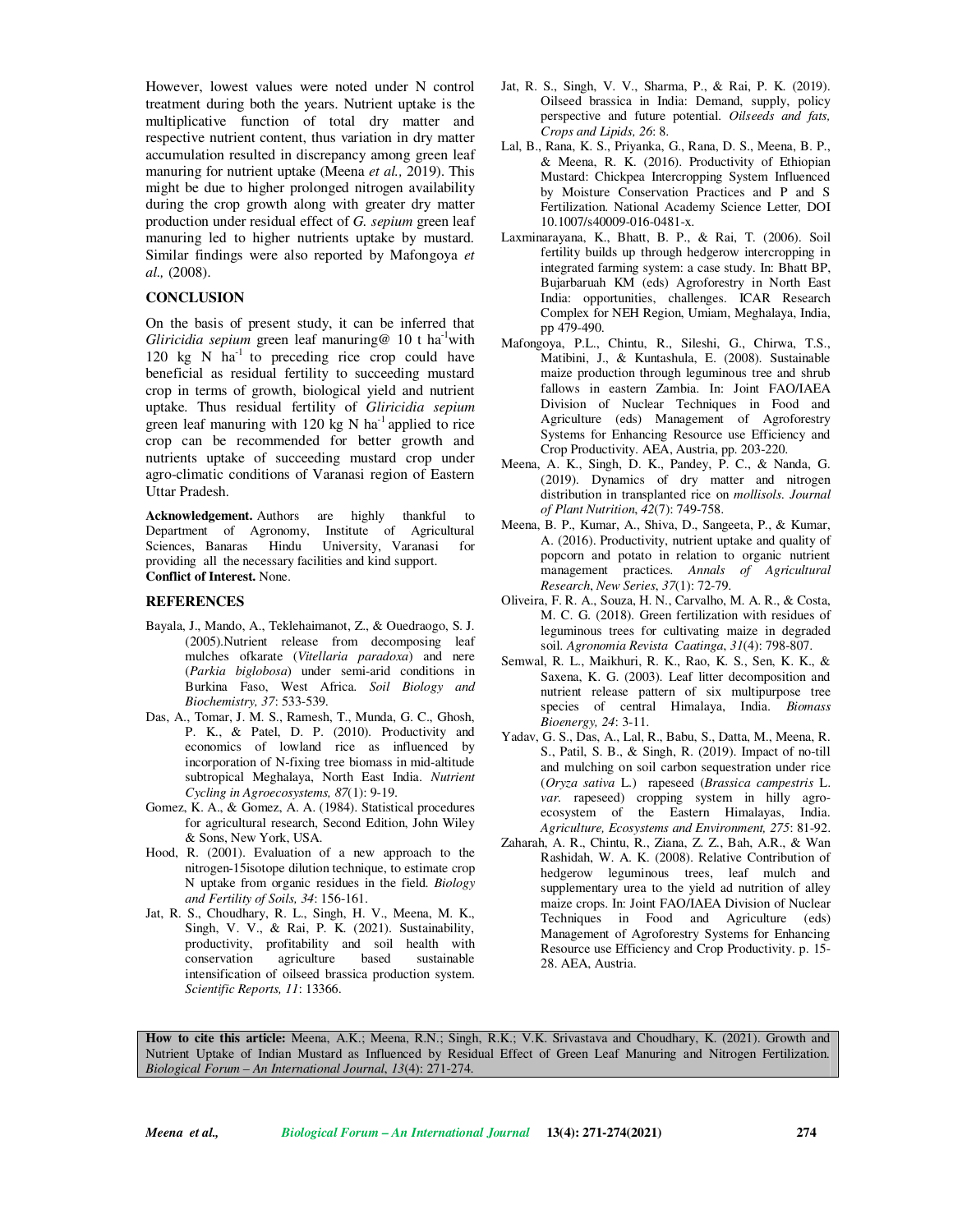However, lowest values were noted under N control treatment during both the years. Nutrient uptake is the multiplicative function of total dry matter and respective nutrient content, thus variation in dry matter accumulation resulted in discrepancy among green leaf manuring for nutrient uptake (Meena *et al.,* 2019). This might be due to higher prolonged nitrogen availability during the crop growth along with greater dry matter production under residual effect of *G. sepium* green leaf manuring led to higher nutrients uptake by mustard. Similar findings were also reported by Mafongoya *et al.,* (2008).

## CONCLUSION

On the basis of present study, it can be inferred that *Gliricidia sepium* green leaf manuring@ 10 t ha$^{-1}$with 120 kg N ha$^{-1}$ to preceding rice crop could have beneficial as residual fertility to succeeding mustard crop in terms of growth, biological yield and nutrient uptake. Thus residual fertility of *Gliricidia sepium* green leaf manuring with 120 kg N ha$^{-1}$ applied to rice crop can be recommended for better growth and nutrients uptake of succeeding mustard crop under agro-climatic conditions of Varanasi region of Eastern Uttar Pradesh.

**Acknowledgement.** Authors are highly thankful to Department of Agronomy, Institute of Agricultural Sciences, Banaras Hindu University, Varanasi for providing all the necessary facilities and kind support.
**Conflict of Interest.** None.

## REFERENCES

Bayala, J., Mando, A., Teklehaimanot, Z., & Ouedraogo, S. J. (2005).Nutrient release from decomposing leaf mulches ofkarate (*Vitellaria paradoxa*) and nere (*Parkia biglobosa*) under semi-arid conditions in Burkina Faso, West Africa. *Soil Biology and Biochemistry, 37*: 533-539.

Das, A., Tomar, J. M. S., Ramesh, T., Munda, G. C., Ghosh, P. K., & Patel, D. P. (2010). Productivity and economics of lowland rice as influenced by incorporation of N-fixing tree biomass in mid-altitude subtropical Meghalaya, North East India. *Nutrient Cycling in Agroecosystems, 87*(1): 9-19.

Gomez, K. A., & Gomez, A. A. (1984). Statistical procedures for agricultural research, Second Edition, John Wiley & Sons, New York, USA.

Hood, R. (2001). Evaluation of a new approach to the nitrogen-15isotope dilution technique, to estimate crop N uptake from organic residues in the field. *Biology and Fertility of Soils, 34*: 156-161.

Jat, R. S., Choudhary, R. L., Singh, H. V., Meena, M. K., Singh, V. V., & Rai, P. K. (2021). Sustainability, productivity, profitability and soil health with conservation agriculture based sustainable intensification of oilseed brassica production system. *Scientific Reports, 11*: 13366.

Jat, R. S., Singh, V. V., Sharma, P., & Rai, P. K. (2019). Oilseed brassica in India: Demand, supply, policy perspective and future potential. *Oilseeds and fats, Crops and Lipids, 26*: 8.

Lal, B., Rana, K. S., Priyanka, G., Rana, D. S., Meena, B. P., & Meena, R. K. (2016). Productivity of Ethiopian Mustard: Chickpea Intercropping System Influenced by Moisture Conservation Practices and P and S Fertilization. National Academy Science Letter*,* DOI 10.1007/s40009-016-0481-x.

Laxminarayana, K., Bhatt, B. P., & Rai, T. (2006). Soil fertility builds up through hedgerow intercropping in integrated farming system: a case study. In: Bhatt BP, Bujarbaruah KM (eds) Agroforestry in North East India: opportunities, challenges. ICAR Research Complex for NEH Region, Umiam, Meghalaya, India, pp 479-490.

Mafongoya, P.L., Chintu, R., Sileshi, G., Chirwa, T.S., Matibini, J., & Kuntashula, E. (2008). Sustainable maize production through leguminous tree and shrub fallows in eastern Zambia. In: Joint FAO/IAEA Division of Nuclear Techniques in Food and Agriculture (eds) Management of Agroforestry Systems for Enhancing Resource use Efficiency and Crop Productivity. AEA, Austria, pp. 203-220.

Meena, A. K., Singh, D. K., Pandey, P. C., & Nanda, G. (2019). Dynamics of dry matter and nitrogen distribution in transplanted rice on *mollisols. Journal of Plant Nutrition*, *42*(7): 749-758.

Meena, B. P., Kumar, A., Shiva, D., Sangeeta, P., & Kumar, A. (2016). Productivity, nutrient uptake and quality of popcorn and potato in relation to organic nutrient management practices. *Annals of Agricultural Research*, *New Series*, *37*(1): 72-79.

Oliveira, F. R. A., Souza, H. N., Carvalho, M. A. R., & Costa, M. C. G. (2018). Green fertilization with residues of leguminous trees for cultivating maize in degraded soil. *Agronomia Revista Caatinga*, *31*(4): 798-807.

Semwal, R. L., Maikhuri, R. K., Rao, K. S., Sen, K. K., & Saxena, K. G. (2003). Leaf litter decomposition and nutrient release pattern of six multipurpose tree species of central Himalaya, India. *Biomass Bioenergy, 24*: 3-11.

Yadav, G. S., Das, A., Lal, R., Babu, S., Datta, M., Meena, R. S., Patil, S. B., & Singh, R. (2019). Impact of no-till and mulching on soil carbon sequestration under rice (*Oryza sativa* L.) rapeseed (*Brassica campestris* L. *var.* rapeseed) cropping system in hilly agro-ecosystem of the Eastern Himalayas, India. *Agriculture, Ecosystems and Environment, 275*: 81-92.

Zaharah, A. R., Chintu, R., Ziana, Z. Z., Bah, A.R., & Wan Rashidah, W. A. K. (2008). Relative Contribution of hedgerow leguminous trees, leaf mulch and supplementary urea to the yield ad nutrition of alley maize crops. In: Joint FAO/IAEA Division of Nuclear Techniques in Food and Agriculture (eds) Management of Agroforestry Systems for Enhancing Resource use Efficiency and Crop Productivity. p. 15-28. AEA, Austria.

**How to cite this article:** Meena, A.K.; Meena, R.N.; Singh, R.K.; V.K. Srivastava and Choudhary, K. (2021). Growth and Nutrient Uptake of Indian Mustard as Influenced by Residual Effect of Green Leaf Manuring and Nitrogen Fertilization. *Biological Forum – An International Journal*, *13*(4): 271-274.